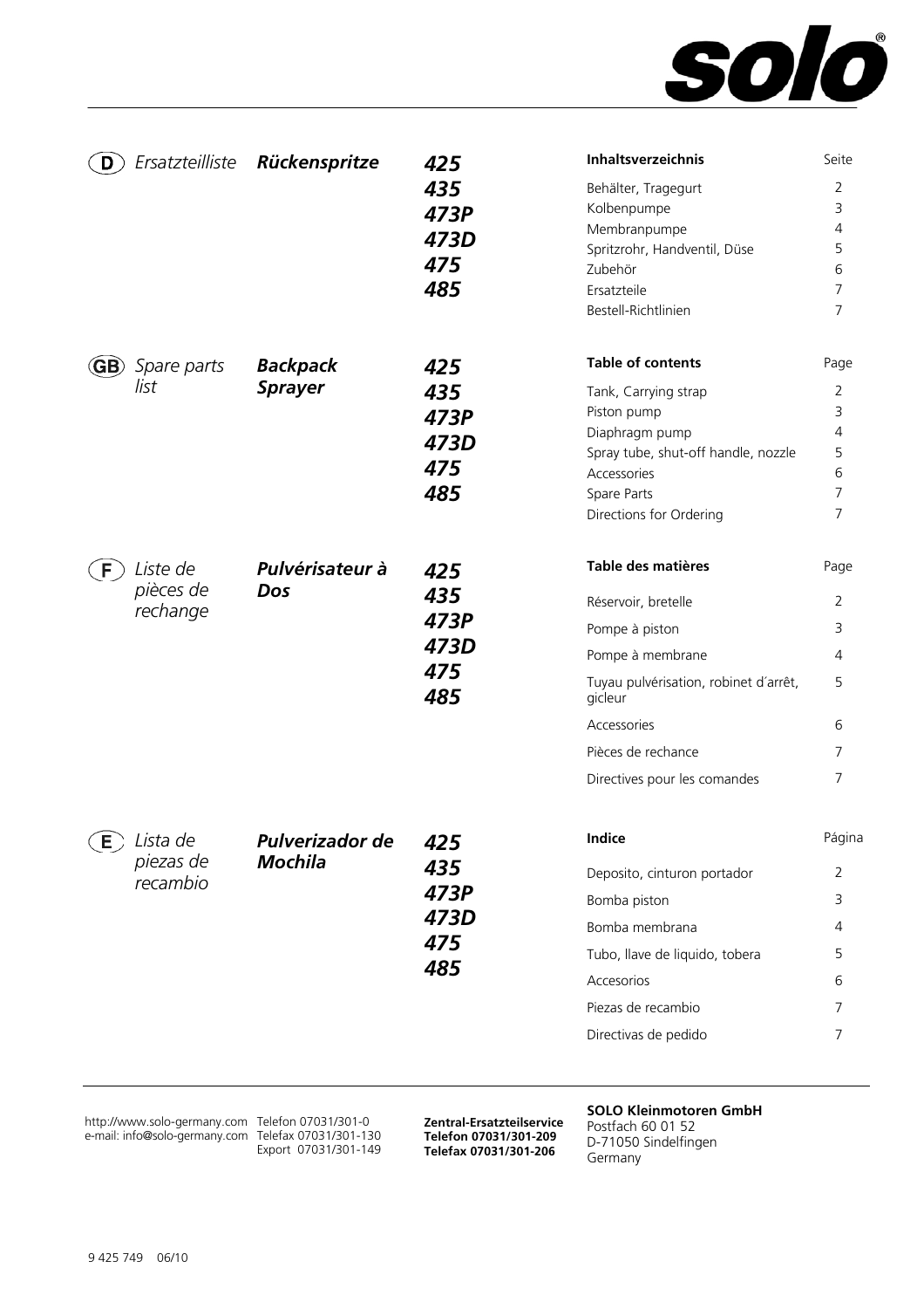**solo**®

**D** *Ersatzteilliste* ***Rückenspritze***

***425***
***435***
***473P***
***473D***
***475***
***485***

| **Inhaltsverzeichnis** | Seite |
|---|---|
| Behälter, Tragegurt | 2 |
| Kolbenpumpe | 3 |
| Membranpumpe | 4 |
| Spritzrohr, Handventil, Düse | 5 |
| Zubehör | 6 |
| Ersatzteile | 7 |
| Bestell-Richtlinien | 7 |

**GB** *Spare parts list* ***Backpack Sprayer***

***425***
***435***
***473P***
***473D***
***475***
***485***

| **Table of contents** | Page |
|---|---|
| Tank, Carrying strap | 2 |
| Piston pump | 3 |
| Diaphragm pump | 4 |
| Spray tube, shut-off handle, nozzle | 5 |
| Accessories | 6 |
| Spare Parts | 7 |
| Directions for Ordering | 7 |

**F** *Liste de pièces de rechange* ***Pulvérisateur à Dos***

***425***
***435***
***473P***
***473D***
***475***
***485***

| **Table des matières** | Page |
|---|---|
| Réservoir, bretelle | 2 |
| Pompe à piston | 3 |
| Pompe à membrane | 4 |
| Tuyau pulvérisation, robinet d´arrêt, gicleur | 5 |
| Accessories | 6 |
| Pièces de rechance | 7 |
| Directives pour les comandes | 7 |

**E** *Lista de piezas de recambio* ***Pulverizador de Mochila***

***425***
***435***
***473P***
***473D***
***475***
***485***

| **Indice** | Página |
|---|---|
| Deposito, cinturon portador | 2 |
| Bomba piston | 3 |
| Bomba membrana | 4 |
| Tubo, llave de liquido, tobera | 5 |
| Accesorios | 6 |
| Piezas de recambio | 7 |
| Directivas de pedido | 7 |

http://www.solo-germany.com
e-mail: info@solo-germany.com

Telefon 07031/301-0
Telefax 07031/301-130
Export 07031/301-149

**Zentral-Ersatzteilservice**
**Telefon 07031/301-209**
**Telefax 07031/301-206**

**SOLO Kleinmotoren GmbH**
Postfach 60 01 52
D-71050 Sindelfingen
Germany

9 425 749 06/10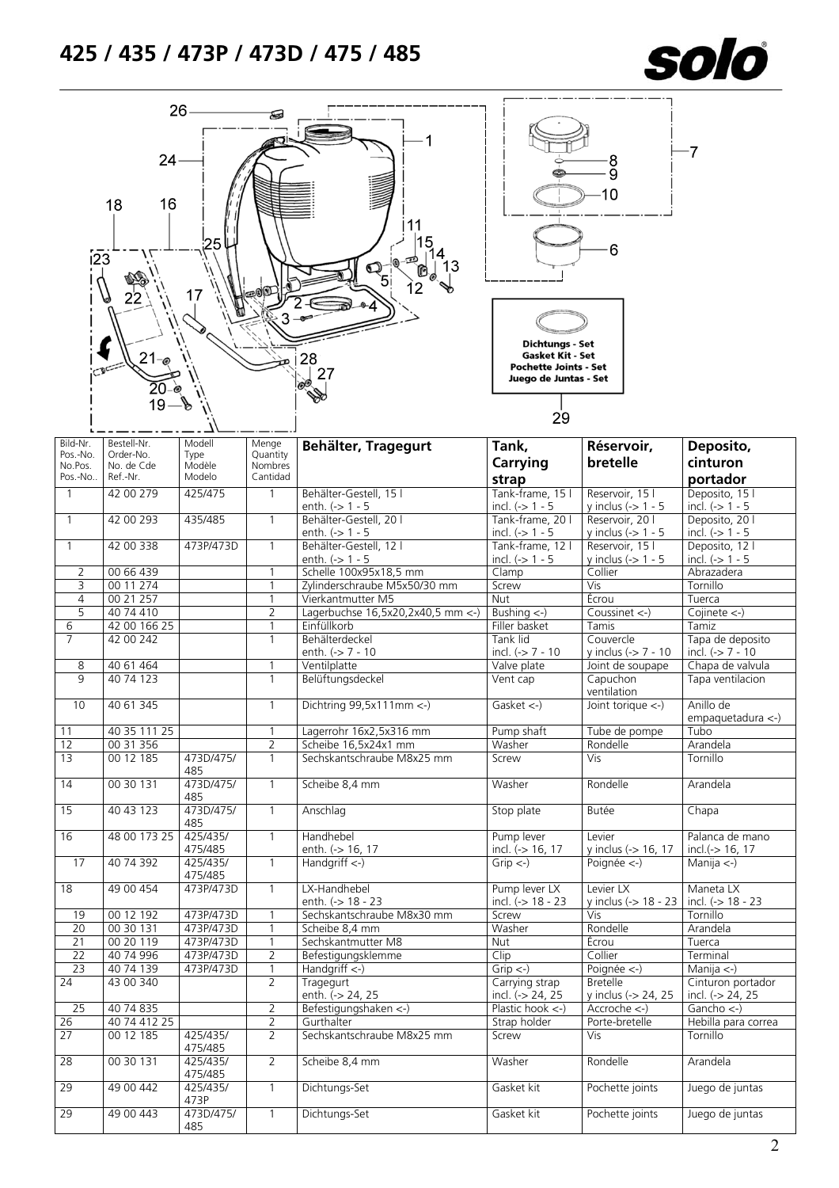# 425 / 435 / 473P / 473D / 475 / 485

Dichtungs - Set
Gasket Kit - Set
Pochette Joints - Set
Juego de Juntas - Set

| Bild-Nr. Pos.-No. No.Pos. Pos.-No.. | Bestell-Nr. Order-No. No. de Cde Ref.-Nr. | Modell Type Modèle Modelo | Menge Quantity Nombres Cantidad | Behälter, Tragegurt | Tank, Carrying strap | Réservoir, bretelle | Deposito, cinturon portador |
|---|---|---|---|---|---|---|---|
| 1 | 42 00 279 | 425/475 | 1 | Behälter-Gestell, 15 l enth. (-> 1 - 5 | Tank-frame, 15 l incl. (-> 1 - 5 | Reservoir, 15 l y inclus (-> 1 - 5 | Deposito, 15 l incl. (-> 1 - 5 |
| 1 | 42 00 293 | 435/485 | 1 | Behälter-Gestell, 20 l enth. (-> 1 - 5 | Tank-frame, 20 l incl. (-> 1 - 5 | Reservoir, 20 l y inclus (-> 1 - 5 | Deposito, 20 l incl. (-> 1 - 5 |
| 1 | 42 00 338 | 473P/473D | 1 | Behälter-Gestell, 12 l enth. (-> 1 - 5 | Tank-frame, 12 l incl. (-> 1 - 5 | Reservoir, 15 l y inclus (-> 1 - 5 | Deposito, 12 l incl. (-> 1 - 5 |
| 2 | 00 66 439 | | 1 | Schelle 100x95x18,5 mm | Clamp | Collier | Abrazadera |
| 3 | 00 11 274 | | 1 | Zylinderschraube M5x50/30 mm | Screw | Vis | Tornillo |
| 4 | 00 21 257 | | 1 | Vierkantmutter M5 | Nut | Écrou | Tuerca |
| 5 | 40 74 410 | | 2 | Lagerbuchse 16,5x20,2x40,5 mm <-) | Bushing <-) | Coussinet <-) | Cojinete <-) |
| 6 | 42 00 166 25 | | 1 | Einfüllkorb | Filler basket | Tamis | Tamiz |
| 7 | 42 00 242 | | 1 | Behälterdeckel enth. (-> 7 - 10 | Tank lid incl. (-> 7 - 10 | Couvercle y inclus (-> 7 - 10 | Tapa de deposito incl. (-> 7 - 10 |
| 8 | 40 61 464 | | 1 | Ventilplatte | Valve plate | Joint de soupape | Chapa de valvula |
| 9 | 40 74 123 | | 1 | Belüftungsdeckel | Vent cap | Capuchon ventilation | Tapa ventilacion |
| 10 | 40 61 345 | | 1 | Dichtring 99,5x111mm <-) | Gasket <-) | Joint torique <-) | Anillo de empaquetadura <-) |
| 11 | 40 35 111 25 | | 1 | Lagerrohr 16x2,5x316 mm | Pump shaft | Tube de pompe | Tubo |
| 12 | 00 31 356 | | 2 | Scheibe 16,5x24x1 mm | Washer | Rondelle | Arandela |
| 13 | 00 12 185 | 473D/475/485 | 1 | Sechskantschraube M8x25 mm | Screw | Vis | Tornillo |
| 14 | 00 30 131 | 473D/475/485 | 1 | Scheibe 8,4 mm | Washer | Rondelle | Arandela |
| 15 | 40 43 123 | 473D/475/485 | 1 | Anschlag | Stop plate | Butée | Chapa |
| 16 | 48 00 173 25 | 425/435/475/485 | 1 | Handhebel enth. (-> 16, 17 | Pump lever incl. (-> 16, 17 | Levier y inclus (-> 16, 17 | Palanca de mano incl.(-> 16, 17 |
| 17 | 40 74 392 | 425/435/475/485 | 1 | Handgriff <-) | Grip <-) | Poignée <-) | Manija <-) |
| 18 | 49 00 454 | 473P/473D | 1 | LX-Handhebel enth. (-> 18 - 23 | Pump lever LX incl. (-> 18 - 23 | Levier LX y inclus (-> 18 - 23 | Maneta LX incl. (-> 18 - 23 |
| 19 | 00 12 192 | 473P/473D | 1 | Sechskantschraube M8x30 mm | Screw | Vis | Tornillo |
| 20 | 00 30 131 | 473P/473D | 1 | Scheibe 8,4 mm | Washer | Rondelle | Arandela |
| 21 | 00 20 119 | 473P/473D | 1 | Sechskantmutter M8 | Nut | Écrou | Tuerca |
| 22 | 40 74 996 | 473P/473D | 2 | Befestigungsklemme | Clip | Collier | Terminal |
| 23 | 40 74 139 | 473P/473D | 1 | Handgriff <-) | Grip <-) | Poignée <-) | Manija <-) |
| 24 | 43 00 340 | | 2 | Tragegurt enth. (-> 24, 25 | Carrying strap incl. (-> 24, 25 | Bretelle y inclus (-> 24, 25 | Cinturon portador incl. (-> 24, 25 |
| 25 | 40 74 835 | | 2 | Befestigungshaken <-) | Plastic hook <-) | Accroche <-) | Gancho <-) |
| 26 | 40 74 412 25 | | 2 | Gurthalter | Strap holder | Porte-bretelle | Hebilla para correa |
| 27 | 00 12 185 | 425/435/475/485 | 2 | Sechskantschraube M8x25 mm | Screw | Vis | Tornillo |
| 28 | 00 30 131 | 425/435/475/485 | 2 | Scheibe 8,4 mm | Washer | Rondelle | Arandela |
| 29 | 49 00 442 | 425/435/473P | 1 | Dichtungs-Set | Gasket kit | Pochette joints | Juego de juntas |
| 29 | 49 00 443 | 473D/475/485 | 1 | Dichtungs-Set | Gasket kit | Pochette joints | Juego de juntas |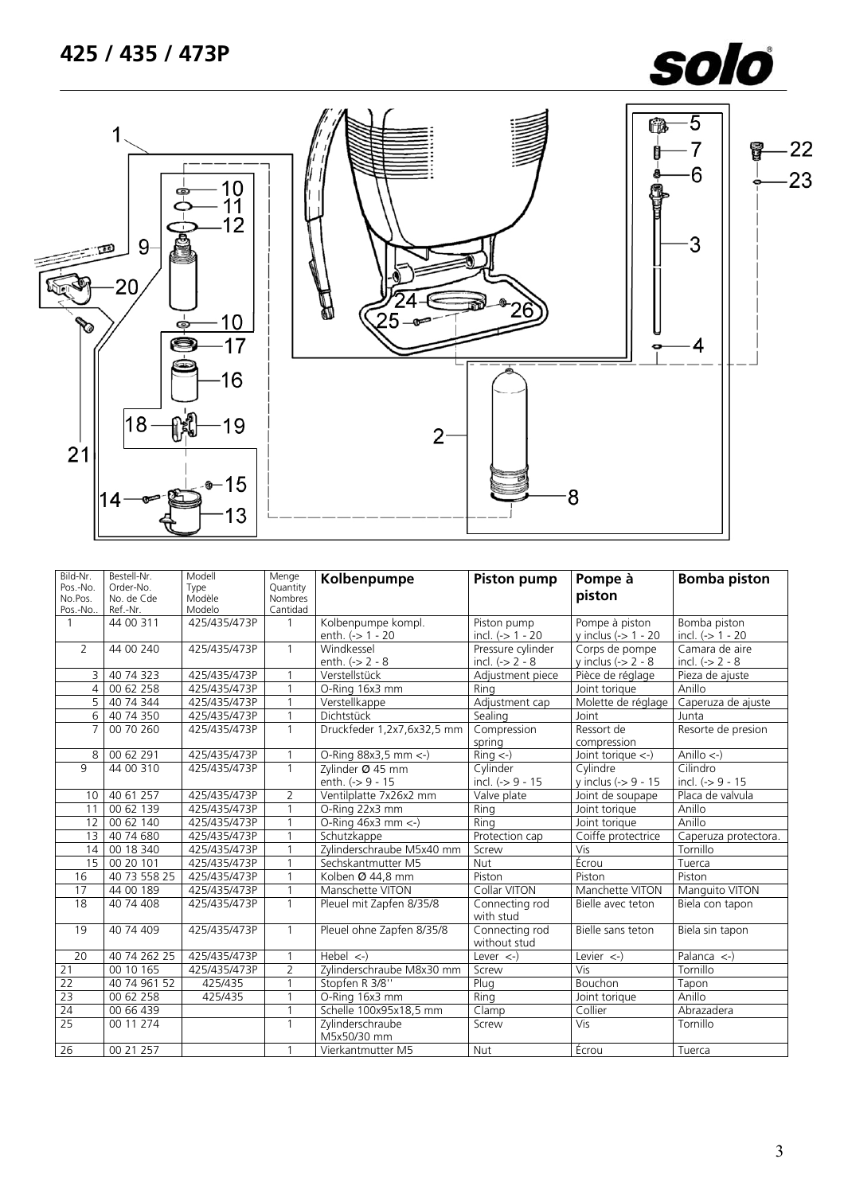# 425 / 435 / 473P

| Bild-Nr. Pos.-No. No.Pos. Pos.-No.. | Bestell-Nr. Order-No. No. de Cde Ref.-Nr. | Modell Type Modèle Modelo | Menge Quantity Nombres Cantidad | Kolbenpumpe | Piston pump | Pompe à piston | Bomba piston |
|---|---|---|---|---|---|---|---|
| 1 | 44 00 311 | 425/435/473P | 1 | Kolbenpumpe kompl. enth. (-> 1 - 20 | Piston pump incl. (-> 1 - 20 | Pompe à piston y inclus (-> 1 - 20 | Bomba piston incl. (-> 1 - 20 |
| 2 | 44 00 240 | 425/435/473P | 1 | Windkessel enth. (-> 2 - 8 | Pressure cylinder incl. (-> 2 - 8 | Corps de pompe y inclus (-> 2 - 8 | Camara de aire incl. (-> 2 - 8 |
| 3 | 40 74 323 | 425/435/473P | 1 | Verstellstück | Adjustment piece | Pièce de réglage | Pieza de ajuste |
| 4 | 00 62 258 | 425/435/473P | 1 | O-Ring 16x3 mm | Ring | Joint torique | Anillo |
| 5 | 40 74 344 | 425/435/473P | 1 | Verstellkappe | Adjustment cap | Molette de réglage | Caperuza de ajuste |
| 6 | 40 74 350 | 425/435/473P | 1 | Dichtstück | Sealing | Joint | Junta |
| 7 | 00 70 260 | 425/435/473P | 1 | Druckfeder 1,2x7,6x32,5 mm | Compression spring | Ressort de compression | Resorte de presion |
| 8 | 00 62 291 | 425/435/473P | 1 | O-Ring 88x3,5 mm <-) | Ring <-) | Joint torique <-) | Anillo <-) |
| 9 | 44 00 310 | 425/435/473P | 1 | Zylinder Ø 45 mm enth. (-> 9 - 15 | Cylinder incl. (-> 9 - 15 | Cylindre y inclus (-> 9 - 15 | Cilindro incl. (-> 9 - 15 |
| 10 | 40 61 257 | 425/435/473P | 2 | Ventilplatte 7x26x2 mm | Valve plate | Joint de soupape | Placa de valvula |
| 11 | 00 62 139 | 425/435/473P | 1 | O-Ring 22x3 mm | Ring | Joint torique | Anillo |
| 12 | 00 62 140 | 425/435/473P | 1 | O-Ring 46x3 mm <-) | Ring | Joint torique | Anillo |
| 13 | 40 74 680 | 425/435/473P | 1 | Schutzkappe | Protection cap | Coiffe protectrice | Caperuza protectora. |
| 14 | 00 18 340 | 425/435/473P | 1 | Zylinderschraube M5x40 mm | Screw | Vis | Tornillo |
| 15 | 00 20 101 | 425/435/473P | 1 | Sechskantmutter M5 | Nut | Écrou | Tuerca |
| 16 | 40 73 558 25 | 425/435/473P | 1 | Kolben Ø 44,8 mm | Piston | Piston | Piston |
| 17 | 44 00 189 | 425/435/473P | 1 | Manschette VITON | Collar VITON | Manchette VITON | Manguito VITON |
| 18 | 40 74 408 | 425/435/473P | 1 | Pleuel mit Zapfen 8/35/8 | Connecting rod with stud | Bielle avec teton | Biela con tapon |
| 19 | 40 74 409 | 425/435/473P | 1 | Pleuel ohne Zapfen 8/35/8 | Connecting rod without stud | Bielle sans teton | Biela sin tapon |
| 20 | 40 74 262 25 | 425/435/473P | 1 | Hebel <-) | Lever <-) | Levier <-) | Palanca <-) |
| 21 | 00 10 165 | 425/435/473P | 2 | Zylinderschraube M8x30 mm | Screw | Vis | Tornillo |
| 22 | 40 74 961 52 | 425/435 | 1 | Stopfen R 3/8'' | Plug | Bouchon | Tapon |
| 23 | 00 62 258 | 425/435 | 1 | O-Ring 16x3 mm | Ring | Joint torique | Anillo |
| 24 | 00 66 439 | | 1 | Schelle 100x95x18,5 mm | Clamp | Collier | Abrazadera |
| 25 | 00 11 274 | | 1 | Zylinderschraube M5x50/30 mm | Screw | Vis | Tornillo |
| 26 | 00 21 257 | | 1 | Vierkantmutter M5 | Nut | Écrou | Tuerca |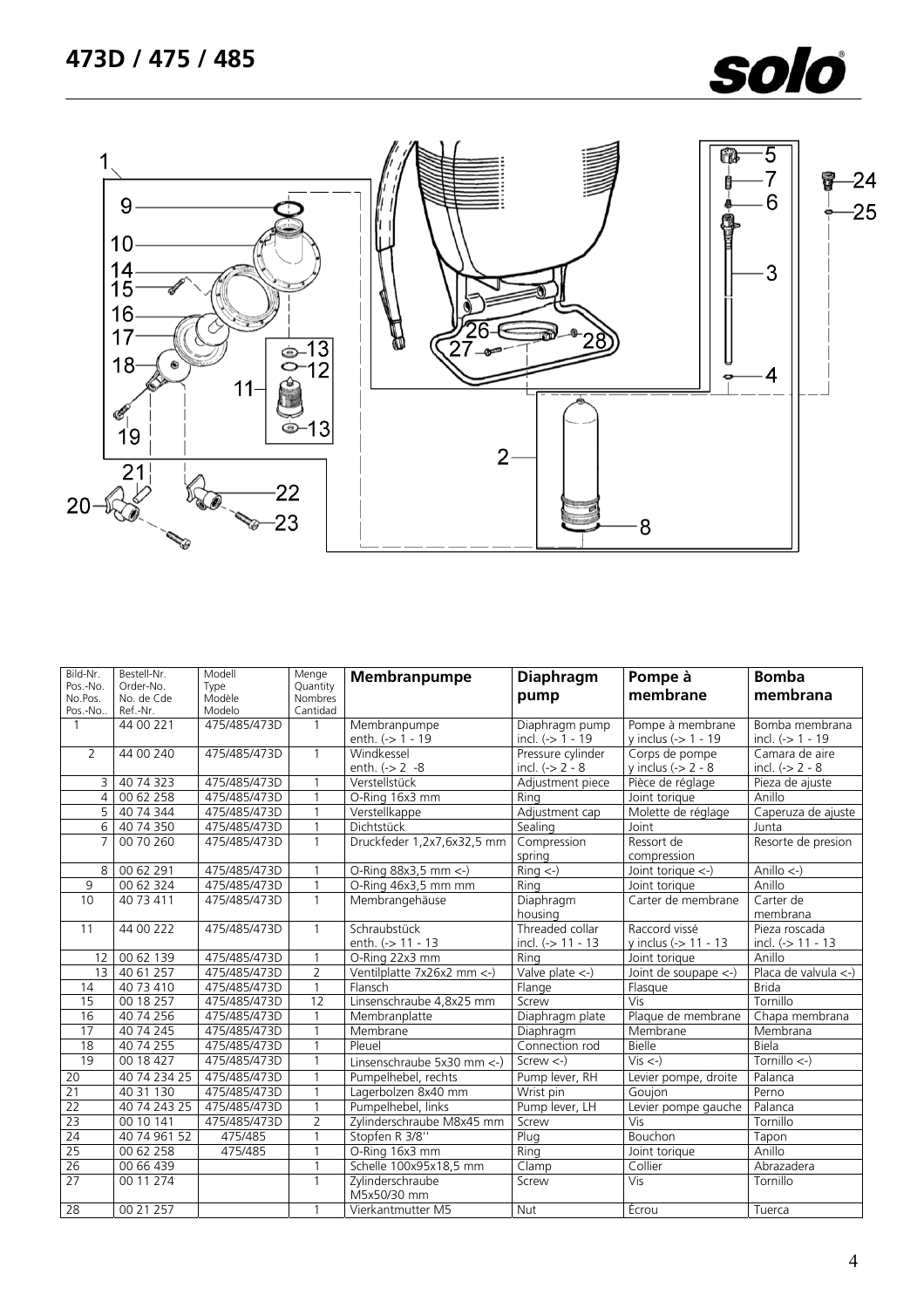# 473D / 475 / 485

| Bild-Nr. Pos.-No. No.Pos. Pos.-No.. | Bestell-Nr. Order-No. No. de Cde Ref.-Nr. | Modell Type Modèle Modelo | Menge Quantity Nombres Cantidad | **Membranpumpe** | **Diaphragm pump** | **Pompe à membrane** | **Bomba membrana** |
|---|---|---|---|---|---|---|---|
| 1 | 44 00 221 | 475/485/473D | 1 | Membranpumpe enth. (-> 1 - 19 | Diaphragm pump incl. (-> 1 - 19 | Pompe à membrane y inclus (-> 1 - 19 | Bomba membrana incl. (-> 1 - 19 |
| 2 | 44 00 240 | 475/485/473D | 1 | Windkessel enth. (-> 2 -8 | Pressure cylinder incl. (-> 2 - 8 | Corps de pompe y inclus (-> 2 - 8 | Camara de aire incl. (-> 2 - 8 |
| 3 | 40 74 323 | 475/485/473D | 1 | Verstellstück | Adjustment piece | Pièce de réglage | Pieza de ajuste |
| 4 | 00 62 258 | 475/485/473D | 1 | O-Ring 16x3 mm | Ring | Joint torique | Anillo |
| 5 | 40 74 344 | 475/485/473D | 1 | Verstellkappe | Adjustment cap | Molette de réglage | Caperuza de ajuste |
| 6 | 40 74 350 | 475/485/473D | 1 | Dichtstück | Sealing | Joint | Junta |
| 7 | 00 70 260 | 475/485/473D | 1 | Druckfeder 1,2x7,6x32,5 mm | Compression spring | Ressort de compression | Resorte de presion |
| 8 | 00 62 291 | 475/485/473D | 1 | O-Ring 88x3,5 mm <-) | Ring <-) | Joint torique <-) | Anillo <-) |
| 9 | 00 62 324 | 475/485/473D | 1 | O-Ring 46x3,5 mm mm | Ring | Joint torique | Anillo |
| 10 | 40 73 411 | 475/485/473D | 1 | Membrangehäuse | Diaphragm housing | Carter de membrane | Carter de membrana |
| 11 | 44 00 222 | 475/485/473D | 1 | Schraubstück enth. (-> 11 - 13 | Threaded collar incl. (-> 11 - 13 | Raccord vissé y inclus (-> 11 - 13 | Pieza roscada incl. (-> 11 - 13 |
| 12 | 00 62 139 | 475/485/473D | 1 | O-Ring 22x3 mm | Ring | Joint torique | Anillo |
| 13 | 40 61 257 | 475/485/473D | 2 | Ventilplatte 7x26x2 mm <-) | Valve plate <-) | Joint de soupape <-) | Placa de valvula <-) |
| 14 | 40 73 410 | 475/485/473D | 1 | Flansch | Flange | Flasque | Brida |
| 15 | 00 18 257 | 475/485/473D | 12 | Linsenschraube 4,8x25 mm | Screw | Vis | Tornillo |
| 16 | 40 74 256 | 475/485/473D | 1 | Membranplatte | Diaphragm plate | Plaque de membrane | Chapa membrana |
| 17 | 40 74 245 | 475/485/473D | 1 | Membrane | Diaphragm | Membrane | Membrana |
| 18 | 40 74 255 | 475/485/473D | 1 | Pleuel | Connection rod | Bielle | Biela |
| 19 | 00 18 427 | 475/485/473D | 1 | Linsenschraube 5x30 mm <-) | Screw <-) | Vis <-) | Tornillo <-) |
| 20 | 40 74 234 25 | 475/485/473D | 1 | Pumpelhebel, rechts | Pump lever, RH | Levier pompe, droite | Palanca |
| 21 | 40 31 130 | 475/485/473D | 1 | Lagerbolzen 8x40 mm | Wrist pin | Goujon | Perno |
| 22 | 40 74 243 25 | 475/485/473D | 1 | Pumpelhebel, links | Pump lever, LH | Levier pompe gauche | Palanca |
| 23 | 00 10 141 | 475/485/473D | 2 | Zylinderschraube M8x45 mm | Screw | Vis | Tornillo |
| 24 | 40 74 961 52 | 475/485 | 1 | Stopfen R 3/8'' | Plug | Bouchon | Tapon |
| 25 | 00 62 258 | 475/485 | 1 | O-Ring 16x3 mm | Ring | Joint torique | Anillo |
| 26 | 00 66 439 | | 1 | Schelle 100x95x18,5 mm | Clamp | Collier | Abrazadera |
| 27 | 00 11 274 | | 1 | Zylinderschraube M5x50/30 mm | Screw | Vis | Tornillo |
| 28 | 00 21 257 | | 1 | Vierkantmutter M5 | Nut | Écrou | Tuerca |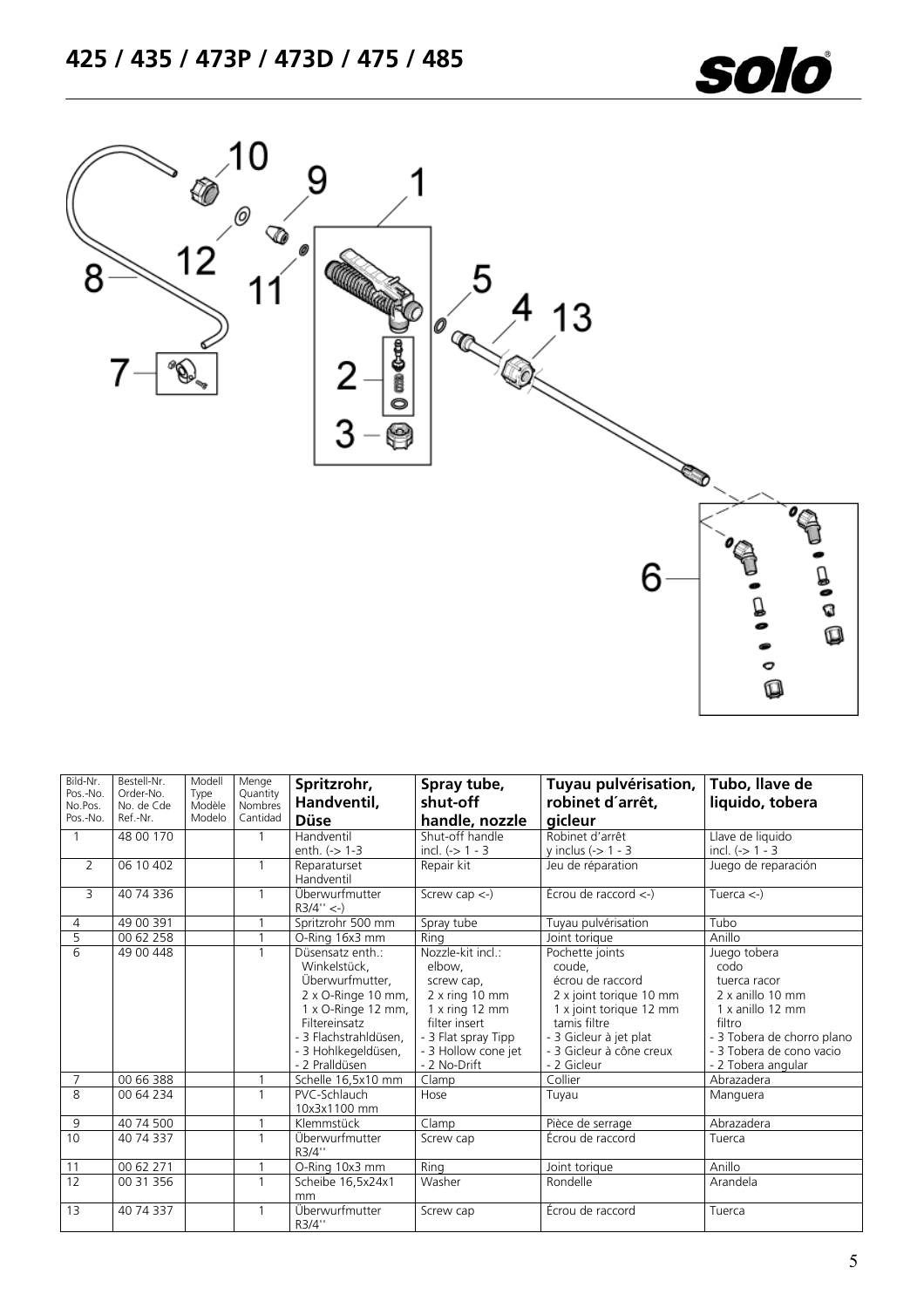# 425 / 435 / 473P / 473D / 475 / 485

| Bild-Nr. Pos.-No. No.Pos. Pos.-No. | Bestell-Nr. Order-No. No. de Cde Ref.-Nr. | Modell Type Modèle Modelo | Menge Quantity Nombres Cantidad | Spritzrohr, Handventil, Düse | Spray tube, shut-off handle, nozzle | Tuyau pulvérisation, robinet d´arrêt, gicleur | Tubo, llave de liquido, tobera |
|---|---|---|---|---|---|---|---|
| 1 | 48 00 170 | | 1 | Handventil enth. (-> 1-3 | Shut-off handle incl. (-> 1 - 3 | Robinet d'arrêt y inclus (-> 1 - 3 | Llave de liquido incl. (-> 1 - 3 |
| 2 | 06 10 402 | | 1 | Reparaturset Handventil | Repair kit | Jeu de réparation | Juego de reparación |
| 3 | 40 74 336 | | 1 | Überwurfmutter R3/4'' <-) | Screw cap <-) | Écrou de raccord <-) | Tuerca <-) |
| 4 | 49 00 391 | | 1 | Spritzrohr 500 mm | Spray tube | Tuyau pulvérisation | Tubo |
| 5 | 00 62 258 | | 1 | O-Ring 16x3 mm | Ring | Joint torique | Anillo |
| 6 | 49 00 448 | | 1 | Düsensatz enth.: Winkelstück, Überwurfmutter, 2 x O-Ringe 10 mm, 1 x O-Ringe 12 mm, Filtereinsatz - 3 Flachstrahldüsen, - 3 Hohlkegeldüsen, - 2 Pralldüsen | Nozzle-kit incl.: elbow, screw cap, 2 x ring 10 mm 1 x ring 12 mm filter insert - 3 Flat spray Tipp - 3 Hollow cone jet - 2 No-Drift | Pochette joints coude, écrou de raccord 2 x joint torique 10 mm 1 x joint torique 12 mm tamis filtre - 3 Gicleur à jet plat - 3 Gicleur à cône creux - 2 Gicleur | Juego tobera codo tuerca racor 2 x anillo 10 mm 1 x anillo 12 mm filtro - 3 Tobera de chorro plano - 3 Tobera de cono vacio - 2 Tobera angular |
| 7 | 00 66 388 | | 1 | Schelle 16,5x10 mm | Clamp | Collier | Abrazadera |
| 8 | 00 64 234 | | 1 | PVC-Schlauch 10x3x1100 mm | Hose | Tuyau | Manguera |
| 9 | 40 74 500 | | 1 | Klemmstück | Clamp | Pièce de serrage | Abrazadera |
| 10 | 40 74 337 | | 1 | Überwurfmutter R3/4'' | Screw cap | Écrou de raccord | Tuerca |
| 11 | 00 62 271 | | 1 | O-Ring 10x3 mm | Ring | Joint torique | Anillo |
| 12 | 00 31 356 | | 1 | Scheibe 16,5x24x1 mm | Washer | Rondelle | Arandela |
| 13 | 40 74 337 | | 1 | Überwurfmutter R3/4'' | Screw cap | Écrou de raccord | Tuerca |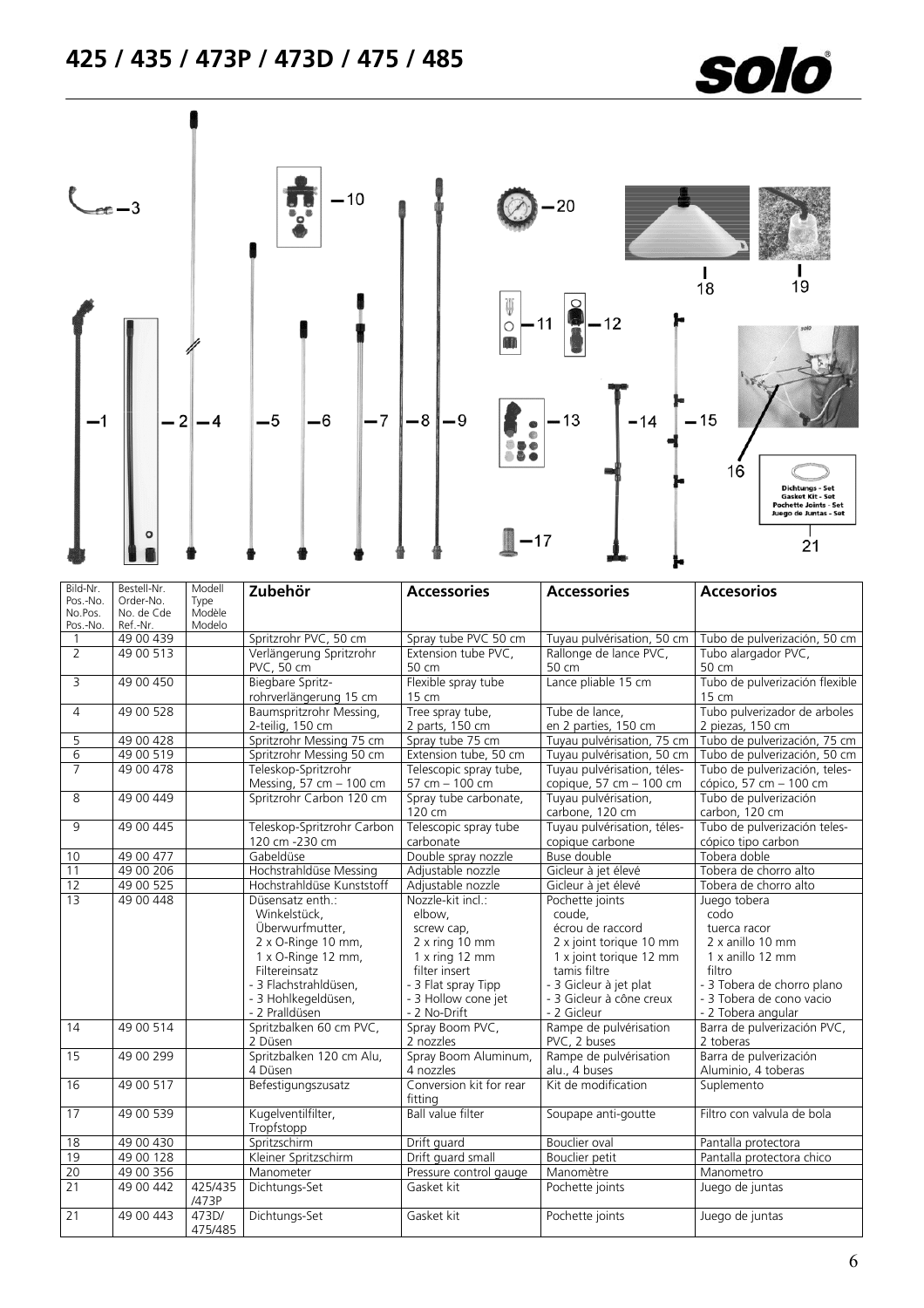# 425 / 435 / 473P / 473D / 475 / 485

| Bild-Nr. Pos.-No. No.Pos. Pos.-No. | Bestell-Nr. Order-No. No. de Cde Ref.-Nr. | Modell Type Modèle Modelo | Zubehör | Accessories | Accessories | Accesorios |
|---|---|---|---|---|---|---|
| 1 | 49 00 439 | | Spritzrohr PVC, 50 cm | Spray tube PVC 50 cm | Tuyau pulvérisation, 50 cm | Tubo de pulverización, 50 cm |
| 2 | 49 00 513 | | Verlängerung Spritzrohr PVC, 50 cm | Extension tube PVC, 50 cm | Rallonge de lance PVC, 50 cm | Tubo alargador PVC, 50 cm |
| 3 | 49 00 450 | | Biegbare Spritz-rohrverlängerung 15 cm | Flexible spray tube 15 cm | Lance pliable 15 cm | Tubo de pulverización flexible 15 cm |
| 4 | 49 00 528 | | Baumspritzrohr Messing, 2-teilig, 150 cm | Tree spray tube, 2 parts, 150 cm | Tube de lance, en 2 parties, 150 cm | Tubo pulverizador de arboles 2 piezas, 150 cm |
| 5 | 49 00 428 | | Spritzrohr Messing 75 cm | Spray tube 75 cm | Tuyau pulvérisation, 75 cm | Tubo de pulverización, 75 cm |
| 6 | 49 00 519 | | Spritzrohr Messing 50 cm | Extension tube, 50 cm | Tuyau pulvérisation, 50 cm | Tubo de pulverización, 50 cm |
| 7 | 49 00 478 | | Teleskop-Spritzrohr Messing, 57 cm – 100 cm | Telescopic spray tube, 57 cm – 100 cm | Tuyau pulvérisation, télescopique, 57 cm – 100 cm | Tubo de pulverización, telescópico, 57 cm – 100 cm |
| 8 | 49 00 449 | | Spritzrohr Carbon 120 cm | Spray tube carbonate, 120 cm | Tuyau pulvérisation, carbone, 120 cm | Tubo de pulverización carbon, 120 cm |
| 9 | 49 00 445 | | Teleskop-Spritzrohr Carbon 120 cm -230 cm | Telescopic spray tube carbonate | Tuyau pulvérisation, télescopique carbone | Tubo de pulverización telescópico tipo carbon |
| 10 | 49 00 477 | | Gabeldüse | Double spray nozzle | Buse double | Tobera doble |
| 11 | 49 00 206 | | Hochstrahldüse Messing | Adjustable nozzle | Gicleur à jet élévé | Tobera de chorro alto |
| 12 | 49 00 525 | | Hochstrahldüse Kunststoff | Adjustable nozzle | Gicleur à jet élévé | Tobera de chorro alto |
| 13 | 49 00 448 | | Düsensatz enth.: Winkelstück, Überwurfmutter, 2 x O-Ringe 10 mm, 1 x O-Ringe 12 mm, Filtereinsatz - 3 Flachstrahldüsen, - 3 Hohlkegeldüsen, - 2 Pralldüsen | Nozzle-kit incl.: elbow, screw cap, 2 x ring 10 mm 1 x ring 12 mm filter insert - 3 Flat spray Tipp - 3 Hollow cone jet - 2 No-Drift | Pochette joints coude, écrou de raccord 2 x joint torique 10 mm 1 x joint torique 12 mm tamis filtre - 3 Gicleur à jet plat - 3 Gicleur à cône creux - 2 Gicleur | Juego tobera codo tuerca racor 2 x anillo 10 mm 1 x anillo 12 mm filtro - 3 Tobera de chorro plano - 3 Tobera de cono vacio - 2 Tobera angular |
| 14 | 49 00 514 | | Spritzbalken 60 cm PVC, 2 Düsen | Spray Boom PVC, 2 nozzles | Rampe de pulvérisation PVC, 2 buses | Barra de pulverización PVC, 2 toberas |
| 15 | 49 00 299 | | Spritzbalken 120 cm Alu, 4 Düsen | Spray Boom Aluminum, 4 nozzles | Rampe de pulvérisation alu., 4 buses | Barra de pulverización Aluminio, 4 toberas |
| 16 | 49 00 517 | | Befestigungszusatz | Conversion kit for rear fitting | Kit de modification | Suplemento |
| 17 | 49 00 539 | | Kugelventilfilter, Tropfstopp | Ball value filter | Soupape anti-goutte | Filtro con valvula de bola |
| 18 | 49 00 430 | | Spritzschirm | Drift guard | Bouclier oval | Pantalla protectora |
| 19 | 49 00 128 | | Kleiner Spritzschirm | Drift guard small | Bouclier petit | Pantalla protectora chico |
| 20 | 49 00 356 | | Manometer | Pressure control gauge | Manomètre | Manometro |
| 21 | 49 00 442 | 425/435 /473P | Dichtungs-Set | Gasket kit | Pochette joints | Juego de juntas |
| 21 | 49 00 443 | 473D/ 475/485 | Dichtungs-Set | Gasket kit | Pochette joints | Juego de juntas |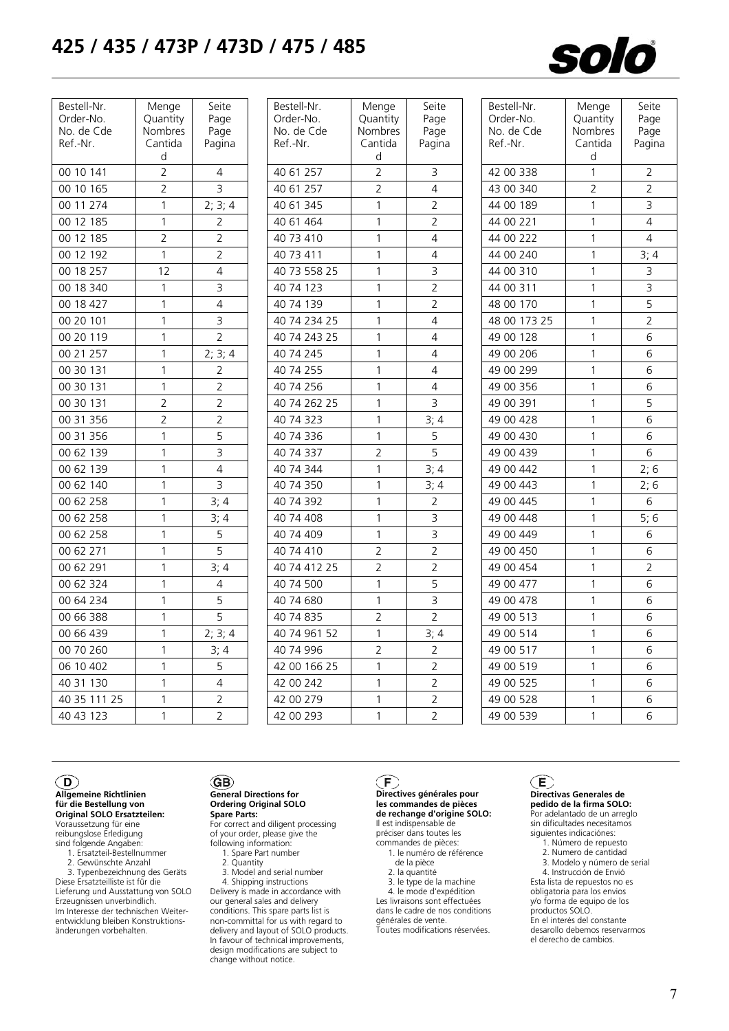# 425 / 435 / 473P / 473D / 475 / 485

| Bestell-Nr. Order-No. No. de Cde Ref.-Nr. | Menge Quantity Nombres Cantidad | Seite Page Page Pagina |
|---|---|---|
| 00 10 141 | 2 | 4 |
| 00 10 165 | 2 | 3 |
| 00 11 274 | 1 | 2; 3; 4 |
| 00 12 185 | 1 | 2 |
| 00 12 185 | 2 | 2 |
| 00 12 192 | 1 | 2 |
| 00 18 257 | 12 | 4 |
| 00 18 340 | 1 | 3 |
| 00 18 427 | 1 | 4 |
| 00 20 101 | 1 | 3 |
| 00 20 119 | 1 | 2 |
| 00 21 257 | 1 | 2; 3; 4 |
| 00 30 131 | 1 | 2 |
| 00 30 131 | 1 | 2 |
| 00 30 131 | 2 | 2 |
| 00 31 356 | 2 | 2 |
| 00 31 356 | 1 | 5 |
| 00 62 139 | 1 | 3 |
| 00 62 139 | 1 | 4 |
| 00 62 140 | 1 | 3 |
| 00 62 258 | 1 | 3; 4 |
| 00 62 258 | 1 | 3; 4 |
| 00 62 258 | 1 | 5 |
| 00 62 271 | 1 | 5 |
| 00 62 291 | 1 | 3; 4 |
| 00 62 324 | 1 | 4 |
| 00 64 234 | 1 | 5 |
| 00 66 388 | 1 | 5 |
| 00 66 439 | 1 | 2; 3; 4 |
| 00 70 260 | 1 | 3; 4 |
| 06 10 402 | 1 | 5 |
| 40 31 130 | 1 | 4 |
| 40 35 111 25 | 1 | 2 |
| 40 43 123 | 1 | 2 |

| Bestell-Nr. Order-No. No. de Cde Ref.-Nr. | Menge Quantity Nombres Cantidad | Seite Page Page Pagina |
|---|---|---|
| 40 61 257 | 2 | 3 |
| 40 61 257 | 2 | 4 |
| 40 61 345 | 1 | 2 |
| 40 61 464 | 1 | 2 |
| 40 73 410 | 1 | 4 |
| 40 73 411 | 1 | 4 |
| 40 73 558 25 | 1 | 3 |
| 40 74 123 | 1 | 2 |
| 40 74 139 | 1 | 2 |
| 40 74 234 25 | 1 | 4 |
| 40 74 243 25 | 1 | 4 |
| 40 74 245 | 1 | 4 |
| 40 74 255 | 1 | 4 |
| 40 74 256 | 1 | 4 |
| 40 74 262 25 | 1 | 3 |
| 40 74 323 | 1 | 3; 4 |
| 40 74 336 | 1 | 5 |
| 40 74 337 | 2 | 5 |
| 40 74 344 | 1 | 3; 4 |
| 40 74 350 | 1 | 3; 4 |
| 40 74 392 | 1 | 2 |
| 40 74 408 | 1 | 3 |
| 40 74 409 | 1 | 3 |
| 40 74 410 | 2 | 2 |
| 40 74 412 25 | 2 | 2 |
| 40 74 500 | 1 | 5 |
| 40 74 680 | 1 | 3 |
| 40 74 835 | 2 | 2 |
| 40 74 961 52 | 1 | 3; 4 |
| 40 74 996 | 2 | 2 |
| 42 00 166 25 | 1 | 2 |
| 42 00 242 | 1 | 2 |
| 42 00 279 | 1 | 2 |
| 42 00 293 | 1 | 2 |

| Bestell-Nr. Order-No. No. de Cde Ref.-Nr. | Menge Quantity Nombres Cantidad | Seite Page Page Pagina |
|---|---|---|
| 42 00 338 | 1 | 2 |
| 43 00 340 | 2 | 2 |
| 44 00 189 | 1 | 3 |
| 44 00 221 | 1 | 4 |
| 44 00 222 | 1 | 4 |
| 44 00 240 | 1 | 3; 4 |
| 44 00 310 | 1 | 3 |
| 44 00 311 | 1 | 3 |
| 48 00 170 | 1 | 5 |
| 48 00 173 25 | 1 | 2 |
| 49 00 128 | 1 | 6 |
| 49 00 206 | 1 | 6 |
| 49 00 299 | 1 | 6 |
| 49 00 356 | 1 | 6 |
| 49 00 391 | 1 | 5 |
| 49 00 428 | 1 | 6 |
| 49 00 430 | 1 | 6 |
| 49 00 439 | 1 | 6 |
| 49 00 442 | 1 | 2; 6 |
| 49 00 443 | 1 | 2; 6 |
| 49 00 445 | 1 | 6 |
| 49 00 448 | 1 | 5; 6 |
| 49 00 449 | 1 | 6 |
| 49 00 450 | 1 | 6 |
| 49 00 454 | 1 | 2 |
| 49 00 477 | 1 | 6 |
| 49 00 478 | 1 | 6 |
| 49 00 513 | 1 | 6 |
| 49 00 514 | 1 | 6 |
| 49 00 517 | 1 | 6 |
| 49 00 519 | 1 | 6 |
| 49 00 525 | 1 | 6 |
| 49 00 528 | 1 | 6 |
| 49 00 539 | 1 | 6 |

**D**

**Allgemeine Richtlinien für die Bestellung von Original SOLO Ersatzteilen:**
Voraussetzung für eine reibungslose Erledigung sind folgende Angaben:

1. Ersatzteil-Bestellnummer
2. Gewünschte Anzahl
3. Typenbezeichnung des Geräts

Diese Ersatzteilliste ist für die Lieferung und Ausstattung von SOLO Erzeugnissen unverbindlich.
Im Interesse der technischen Weiterentwicklung bleiben Konstruktionsänderungen vorbehalten.

**GB**

**General Directions for Ordering Original SOLO Spare Parts:**
For correct and diligent processing of your order, please give the following information:

1. Spare Part number
2. Quantity
3. Model and serial number
4. Shipping instructions

Delivery is made in accordance with our general sales and delivery conditions. This spare parts list is non-committal for us with regard to delivery and layout of SOLO products. In favour of technical improvements, design modifications are subject to change without notice.

**F**

**Directives générales pour les commandes de pièces de rechange d'origine SOLO:**
Il est indispensable de préciser dans toutes les commandes de pièces:

1. le numéro de référence de la pièce
2. la quantité
3. le type de la machine
4. le mode d'expédition

Les livraisons sont effectuées dans le cadre de nos conditions générales de vente.
Toutes modifications réservées.

**E**

**Directivas Generales de pedido de la firma SOLO:**
Por adelantado de un arreglo sin dificultades necesitamos siguientes indicaciónes:

1. Número de repuesto
2. Numero de cantidad
3. Modelo y número de serial
4. Instrucción de Envió

Esta lista de repuestos no es obligatoria para los envios y/o forma de equipo de los productos SOLO.
En el interés del constante desarollo debemos reservarmos el derecho de cambios.